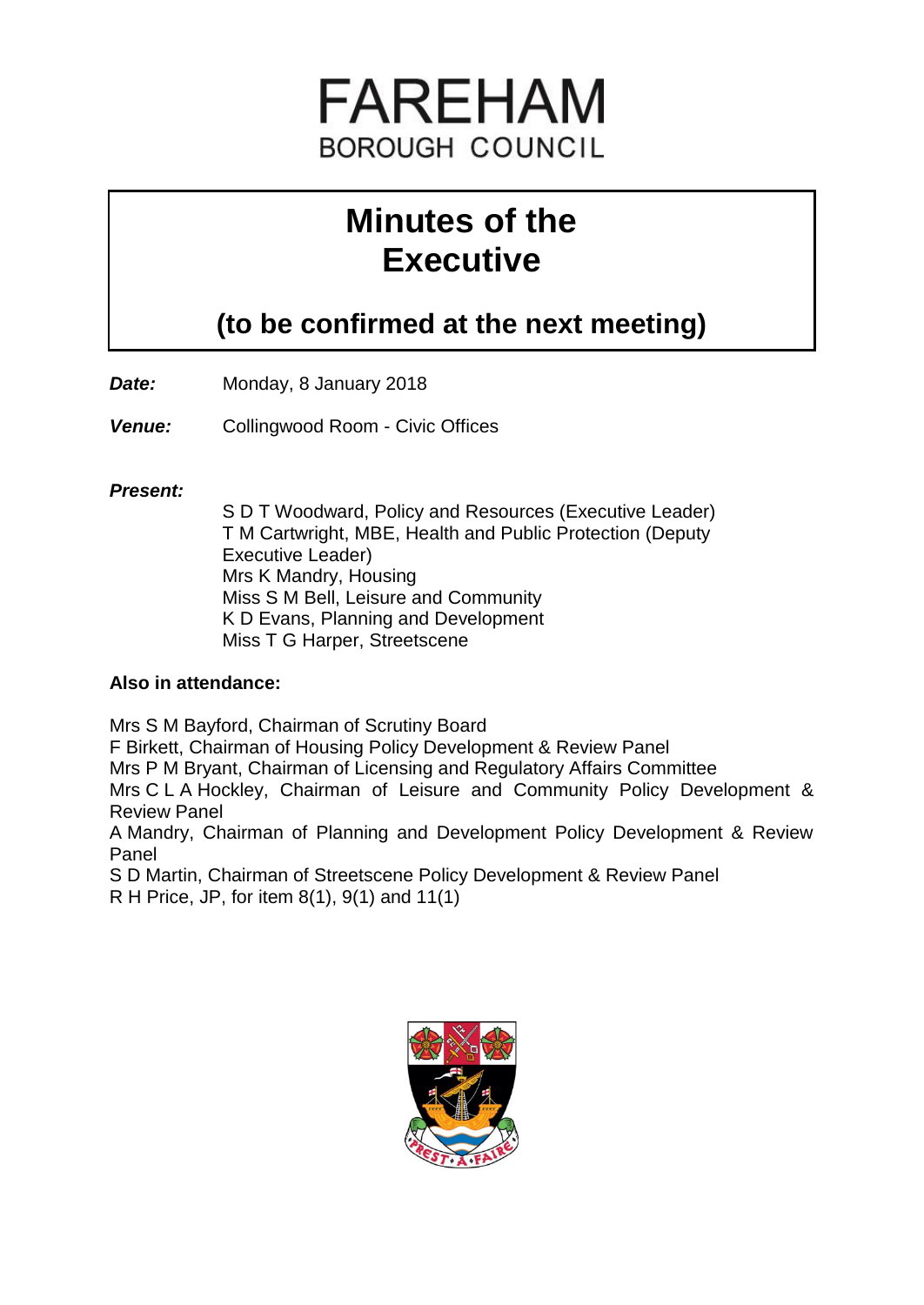# FAREHAM
## BOROUGH COUNCIL

# Minutes of the Executive

## (to be confirmed at the next meeting)

***Date:*** Monday, 8 January 2018

***Venue:*** Collingwood Room - Civic Offices

***Present:***

S D T Woodward, Policy and Resources (Executive Leader)
T M Cartwright, MBE, Health and Public Protection (Deputy Executive Leader)
Mrs K Mandry, Housing
Miss S M Bell, Leisure and Community
K D Evans, Planning and Development
Miss T G Harper, Streetscene

**Also in attendance:**

Mrs S M Bayford, Chairman of Scrutiny Board
F Birkett, Chairman of Housing Policy Development & Review Panel
Mrs P M Bryant, Chairman of Licensing and Regulatory Affairs Committee
Mrs C L A Hockley, Chairman of Leisure and Community Policy Development & Review Panel
A Mandry, Chairman of Planning and Development Policy Development & Review Panel
S D Martin, Chairman of Streetscene Policy Development & Review Panel
R H Price, JP, for item 8(1), 9(1) and 11(1)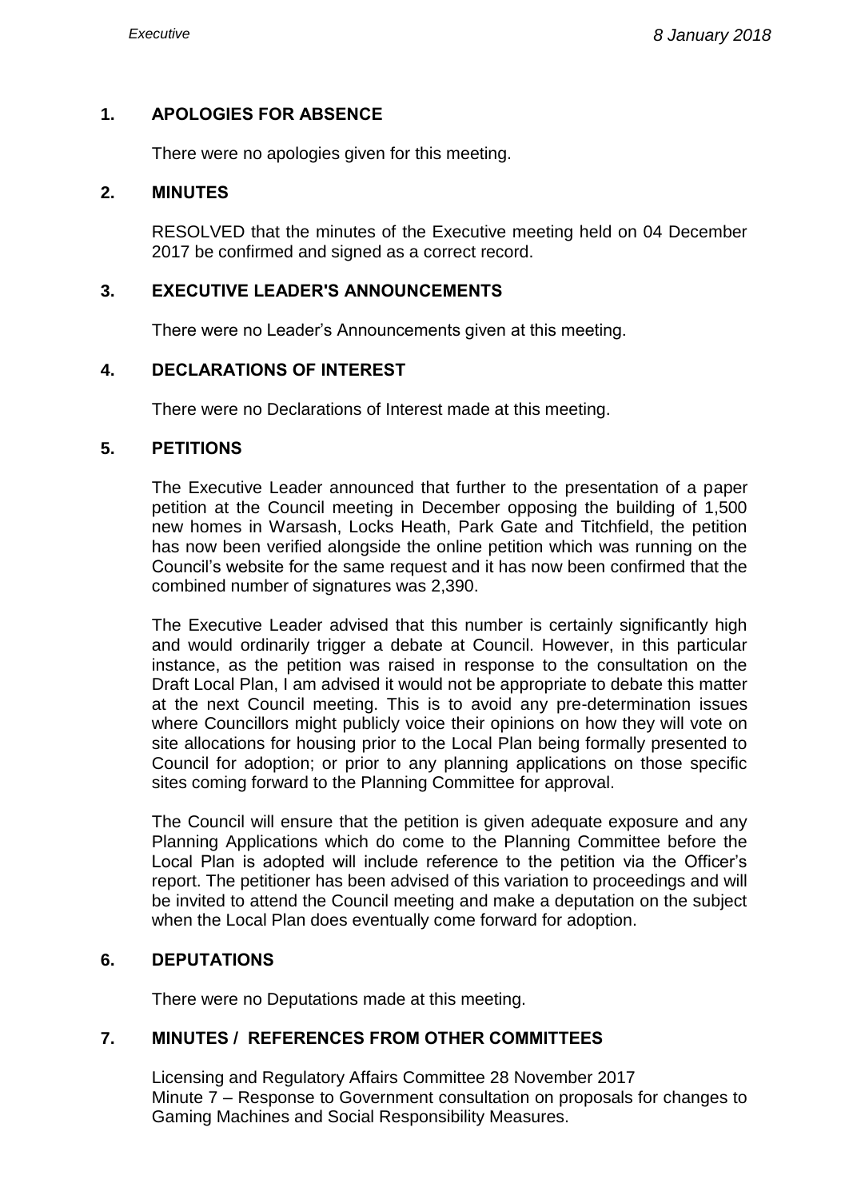## 1. APOLOGIES FOR ABSENCE

There were no apologies given for this meeting.

## 2. MINUTES

RESOLVED that the minutes of the Executive meeting held on 04 December 2017 be confirmed and signed as a correct record.

## 3. EXECUTIVE LEADER'S ANNOUNCEMENTS

There were no Leader's Announcements given at this meeting.

## 4. DECLARATIONS OF INTEREST

There were no Declarations of Interest made at this meeting.

## 5. PETITIONS

The Executive Leader announced that further to the presentation of a paper petition at the Council meeting in December opposing the building of 1,500 new homes in Warsash, Locks Heath, Park Gate and Titchfield, the petition has now been verified alongside the online petition which was running on the Council's website for the same request and it has now been confirmed that the combined number of signatures was 2,390.

The Executive Leader advised that this number is certainly significantly high and would ordinarily trigger a debate at Council. However, in this particular instance, as the petition was raised in response to the consultation on the Draft Local Plan, I am advised it would not be appropriate to debate this matter at the next Council meeting. This is to avoid any pre-determination issues where Councillors might publicly voice their opinions on how they will vote on site allocations for housing prior to the Local Plan being formally presented to Council for adoption; or prior to any planning applications on those specific sites coming forward to the Planning Committee for approval.

The Council will ensure that the petition is given adequate exposure and any Planning Applications which do come to the Planning Committee before the Local Plan is adopted will include reference to the petition via the Officer's report. The petitioner has been advised of this variation to proceedings and will be invited to attend the Council meeting and make a deputation on the subject when the Local Plan does eventually come forward for adoption.

## 6. DEPUTATIONS

There were no Deputations made at this meeting.

## 7. MINUTES / REFERENCES FROM OTHER COMMITTEES

Licensing and Regulatory Affairs Committee 28 November 2017
Minute 7 – Response to Government consultation on proposals for changes to Gaming Machines and Social Responsibility Measures.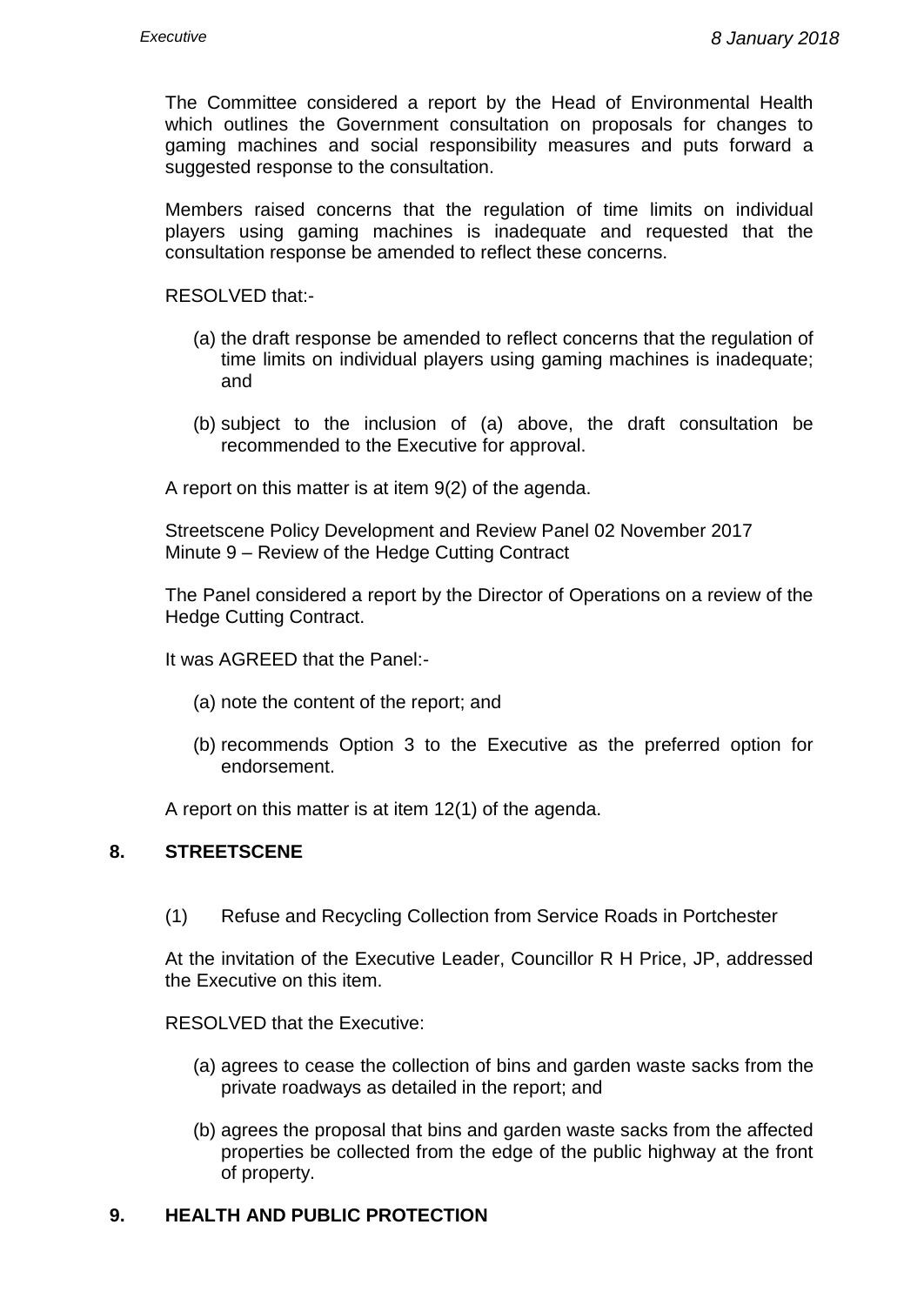The Committee considered a report by the Head of Environmental Health which outlines the Government consultation on proposals for changes to gaming machines and social responsibility measures and puts forward a suggested response to the consultation.

Members raised concerns that the regulation of time limits on individual players using gaming machines is inadequate and requested that the consultation response be amended to reflect these concerns.

RESOLVED that:-

(a) the draft response be amended to reflect concerns that the regulation of time limits on individual players using gaming machines is inadequate; and

(b) subject to the inclusion of (a) above, the draft consultation be recommended to the Executive for approval.

A report on this matter is at item 9(2) of the agenda.

Streetscene Policy Development and Review Panel 02 November 2017
Minute 9 – Review of the Hedge Cutting Contract

The Panel considered a report by the Director of Operations on a review of the Hedge Cutting Contract.

It was AGREED that the Panel:-

(a) note the content of the report; and

(b) recommends Option 3 to the Executive as the preferred option for endorsement.

A report on this matter is at item 12(1) of the agenda.

## 8. STREETSCENE

(1) Refuse and Recycling Collection from Service Roads in Portchester

At the invitation of the Executive Leader, Councillor R H Price, JP, addressed the Executive on this item.

RESOLVED that the Executive:

(a) agrees to cease the collection of bins and garden waste sacks from the private roadways as detailed in the report; and

(b) agrees the proposal that bins and garden waste sacks from the affected properties be collected from the edge of the public highway at the front of property.

## 9. HEALTH AND PUBLIC PROTECTION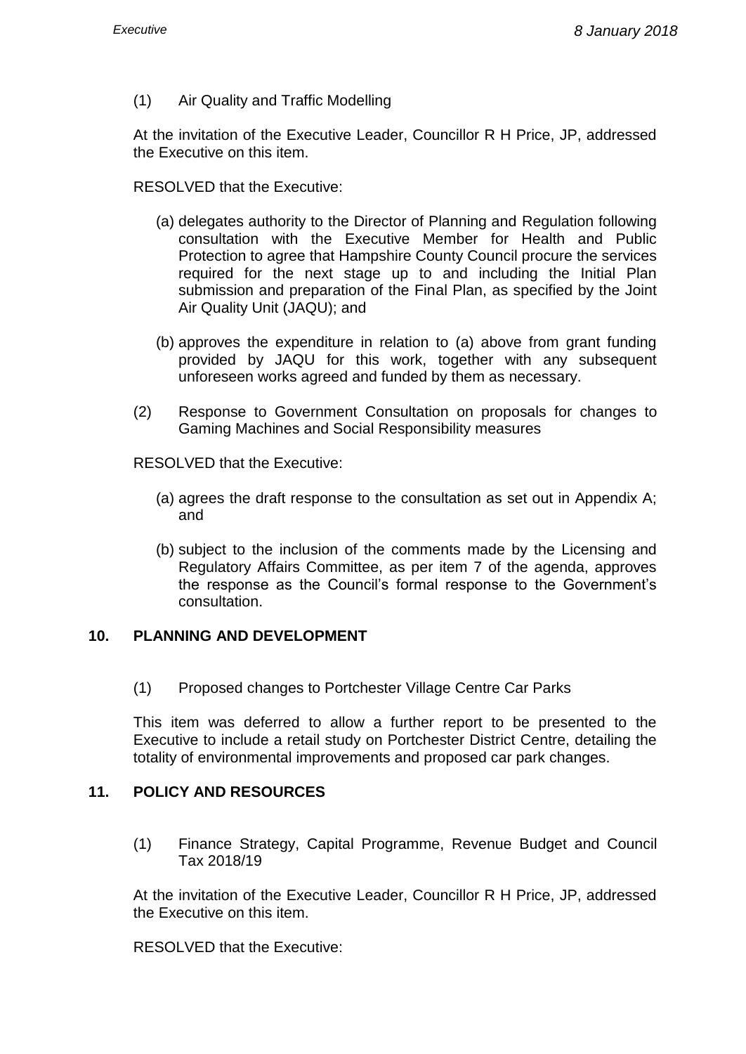(1) Air Quality and Traffic Modelling

At the invitation of the Executive Leader, Councillor R H Price, JP, addressed the Executive on this item.

RESOLVED that the Executive:

(a) delegates authority to the Director of Planning and Regulation following consultation with the Executive Member for Health and Public Protection to agree that Hampshire County Council procure the services required for the next stage up to and including the Initial Plan submission and preparation of the Final Plan, as specified by the Joint Air Quality Unit (JAQU); and

(b) approves the expenditure in relation to (a) above from grant funding provided by JAQU for this work, together with any subsequent unforeseen works agreed and funded by them as necessary.

(2) Response to Government Consultation on proposals for changes to Gaming Machines and Social Responsibility measures

RESOLVED that the Executive:

(a) agrees the draft response to the consultation as set out in Appendix A; and

(b) subject to the inclusion of the comments made by the Licensing and Regulatory Affairs Committee, as per item 7 of the agenda, approves the response as the Council's formal response to the Government's consultation.

## 10. PLANNING AND DEVELOPMENT

(1) Proposed changes to Portchester Village Centre Car Parks

This item was deferred to allow a further report to be presented to the Executive to include a retail study on Portchester District Centre, detailing the totality of environmental improvements and proposed car park changes.

## 11. POLICY AND RESOURCES

(1) Finance Strategy, Capital Programme, Revenue Budget and Council Tax 2018/19

At the invitation of the Executive Leader, Councillor R H Price, JP, addressed the Executive on this item.

RESOLVED that the Executive: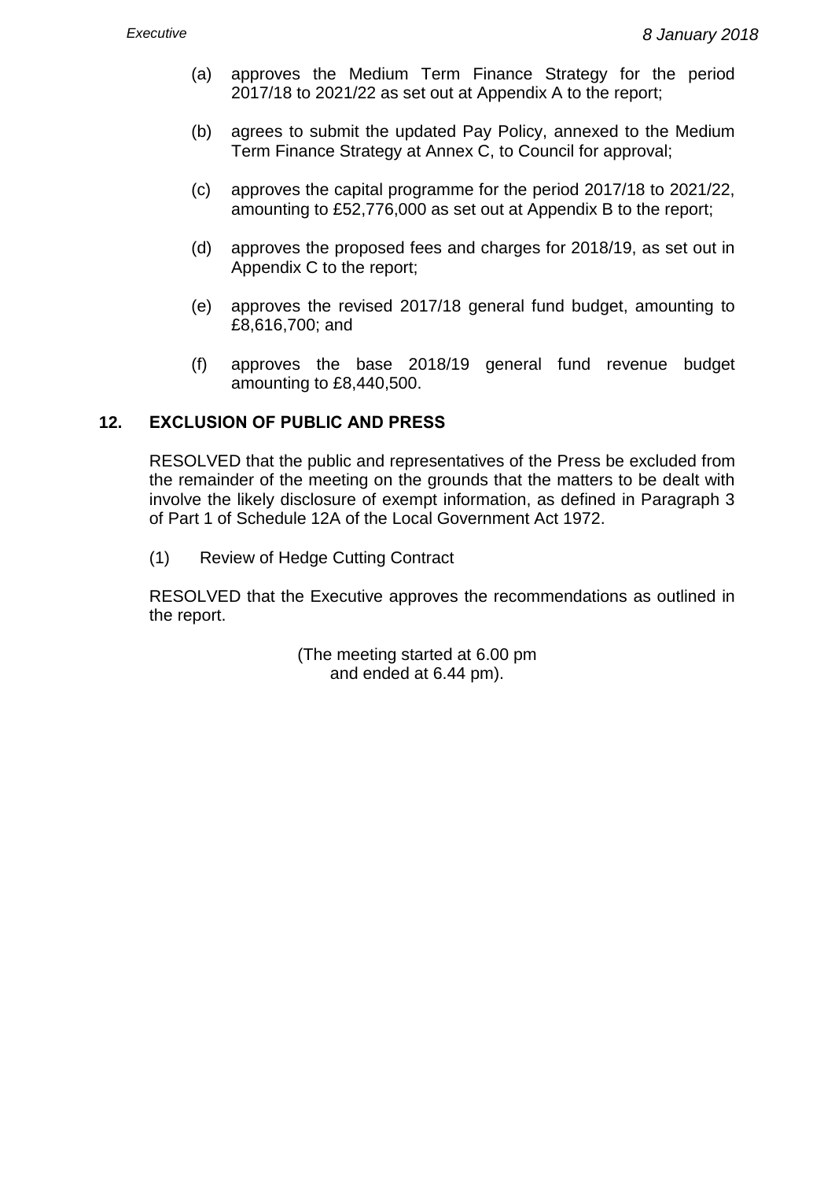(a) approves the Medium Term Finance Strategy for the period 2017/18 to 2021/22 as set out at Appendix A to the report;

(b) agrees to submit the updated Pay Policy, annexed to the Medium Term Finance Strategy at Annex C, to Council for approval;

(c) approves the capital programme for the period 2017/18 to 2021/22, amounting to £52,776,000 as set out at Appendix B to the report;

(d) approves the proposed fees and charges for 2018/19, as set out in Appendix C to the report;

(e) approves the revised 2017/18 general fund budget, amounting to £8,616,700; and

(f) approves the base 2018/19 general fund revenue budget amounting to £8,440,500.

## 12. EXCLUSION OF PUBLIC AND PRESS

RESOLVED that the public and representatives of the Press be excluded from the remainder of the meeting on the grounds that the matters to be dealt with involve the likely disclosure of exempt information, as defined in Paragraph 3 of Part 1 of Schedule 12A of the Local Government Act 1972.

(1) Review of Hedge Cutting Contract

RESOLVED that the Executive approves the recommendations as outlined in the report.

(The meeting started at 6.00 pm
and ended at 6.44 pm).